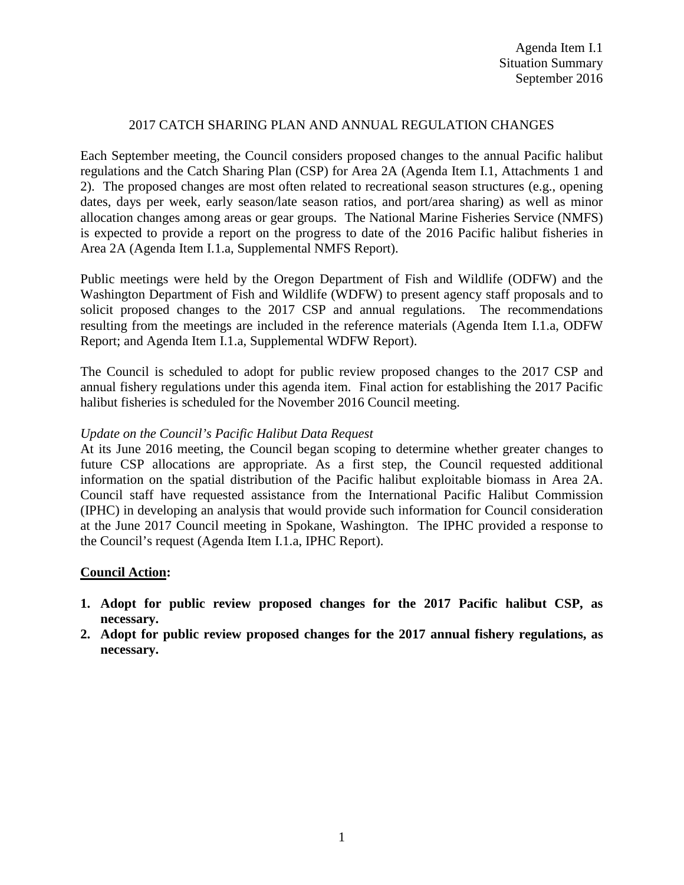Agenda Item I.1
Situation Summary
September 2016

# 2017 CATCH SHARING PLAN AND ANNUAL REGULATION CHANGES

Each September meeting, the Council considers proposed changes to the annual Pacific halibut regulations and the Catch Sharing Plan (CSP) for Area 2A (Agenda Item I.1, Attachments 1 and 2). The proposed changes are most often related to recreational season structures (e.g., opening dates, days per week, early season/late season ratios, and port/area sharing) as well as minor allocation changes among areas or gear groups. The National Marine Fisheries Service (NMFS) is expected to provide a report on the progress to date of the 2016 Pacific halibut fisheries in Area 2A (Agenda Item I.1.a, Supplemental NMFS Report).

Public meetings were held by the Oregon Department of Fish and Wildlife (ODFW) and the Washington Department of Fish and Wildlife (WDFW) to present agency staff proposals and to solicit proposed changes to the 2017 CSP and annual regulations. The recommendations resulting from the meetings are included in the reference materials (Agenda Item I.1.a, ODFW Report; and Agenda Item I.1.a, Supplemental WDFW Report).

The Council is scheduled to adopt for public review proposed changes to the 2017 CSP and annual fishery regulations under this agenda item. Final action for establishing the 2017 Pacific halibut fisheries is scheduled for the November 2016 Council meeting.

*Update on the Council's Pacific Halibut Data Request*

At its June 2016 meeting, the Council began scoping to determine whether greater changes to future CSP allocations are appropriate. As a first step, the Council requested additional information on the spatial distribution of the Pacific halibut exploitable biomass in Area 2A. Council staff have requested assistance from the International Pacific Halibut Commission (IPHC) in developing an analysis that would provide such information for Council consideration at the June 2017 Council meeting in Spokane, Washington. The IPHC provided a response to the Council's request (Agenda Item I.1.a, IPHC Report).

**Council Action:**

1. **Adopt for public review proposed changes for the 2017 Pacific halibut CSP, as necessary.**
2. **Adopt for public review proposed changes for the 2017 annual fishery regulations, as necessary.**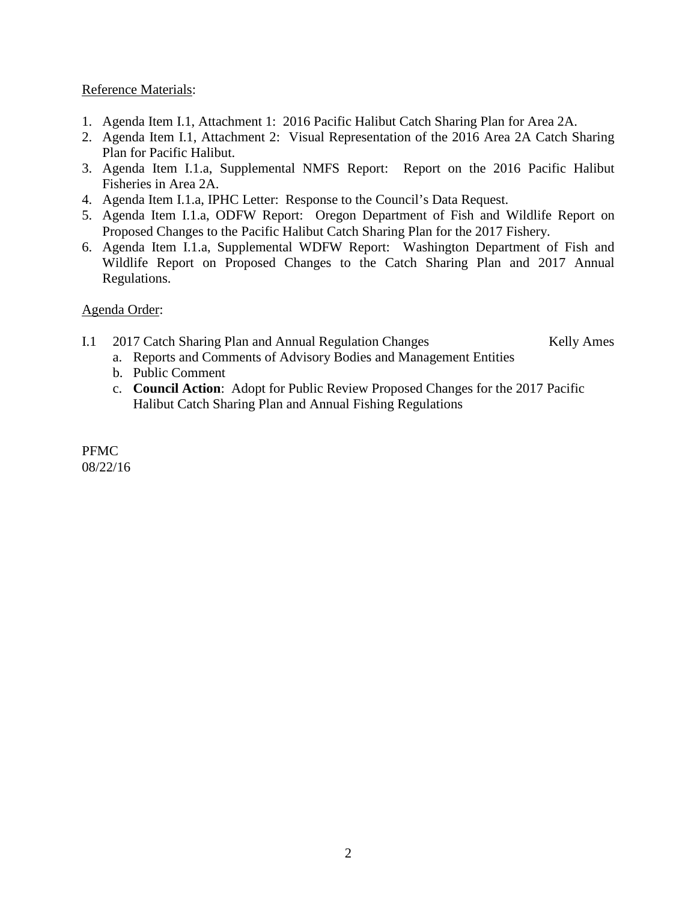Reference Materials:

1. Agenda Item I.1, Attachment 1: 2016 Pacific Halibut Catch Sharing Plan for Area 2A.
2. Agenda Item I.1, Attachment 2: Visual Representation of the 2016 Area 2A Catch Sharing Plan for Pacific Halibut.
3. Agenda Item I.1.a, Supplemental NMFS Report: Report on the 2016 Pacific Halibut Fisheries in Area 2A.
4. Agenda Item I.1.a, IPHC Letter: Response to the Council's Data Request.
5. Agenda Item I.1.a, ODFW Report: Oregon Department of Fish and Wildlife Report on Proposed Changes to the Pacific Halibut Catch Sharing Plan for the 2017 Fishery.
6. Agenda Item I.1.a, Supplemental WDFW Report: Washington Department of Fish and Wildlife Report on Proposed Changes to the Catch Sharing Plan and 2017 Annual Regulations.

Agenda Order:

I.1 2017 Catch Sharing Plan and Annual Regulation Changes — Kelly Ames

a. Reports and Comments of Advisory Bodies and Management Entities
b. Public Comment
c. **Council Action**: Adopt for Public Review Proposed Changes for the 2017 Pacific Halibut Catch Sharing Plan and Annual Fishing Regulations

PFMC
08/22/16